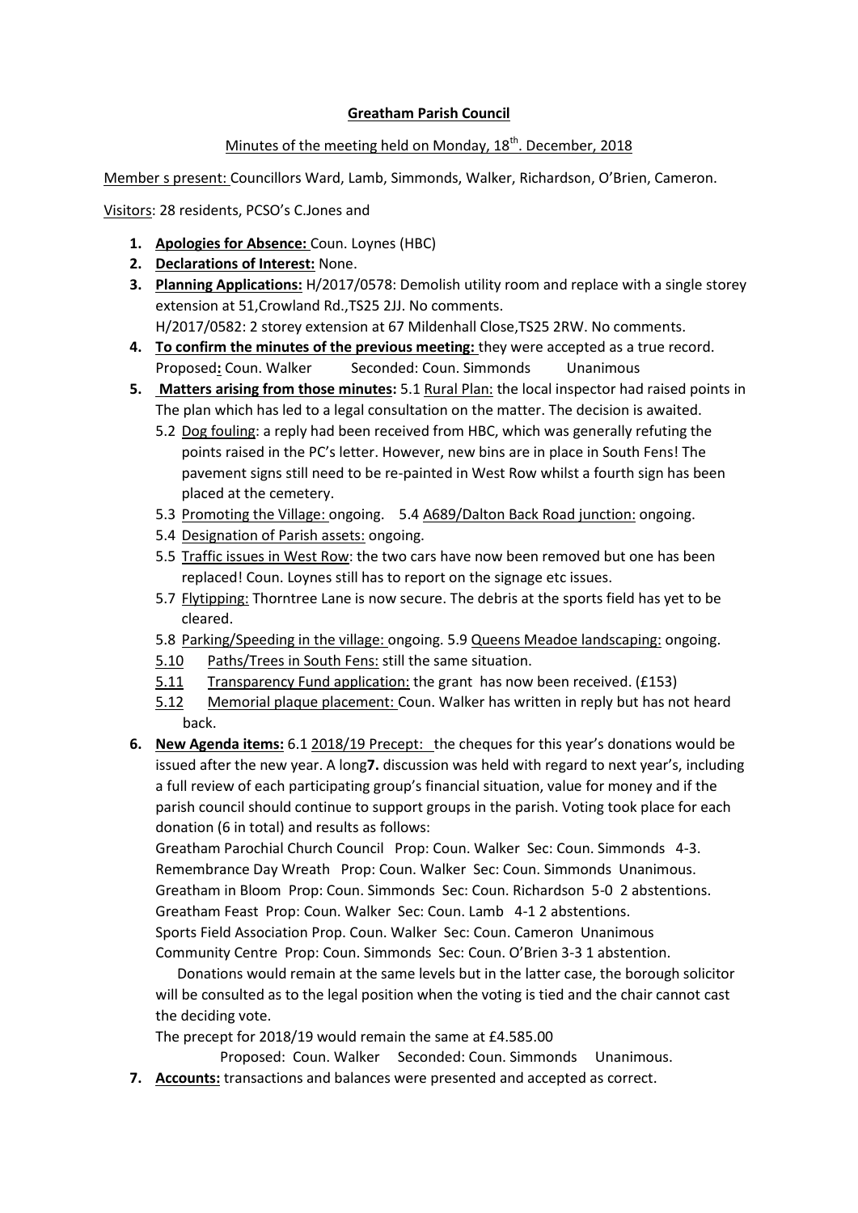**Greatham Parish Council**

Minutes of the meeting held on Monday, 18th. December, 2018

Member s present: Councillors Ward, Lamb, Simmonds, Walker, Richardson, O'Brien, Cameron.

Visitors: 28 residents, PCSO's C.Jones and

1. **Apologies for Absence:** Coun. Loynes (HBC)
2. **Declarations of Interest:** None.
3. **Planning Applications:** H/2017/0578: Demolish utility room and replace with a single storey extension at 51,Crowland Rd.,TS25 2JJ. No comments.
   H/2017/0582: 2 storey extension at 67 Mildenhall Close,TS25 2RW. No comments.
4. **To confirm the minutes of the previous meeting:** they were accepted as a true record.
   Proposed**:** Coun. Walker Seconded: Coun. Simmonds Unanimous
5. **Matters arising from those minutes:** 5.1 Rural Plan: the local inspector had raised points in The plan which has led to a legal consultation on the matter. The decision is awaited.
   - 5.2 Dog fouling: a reply had been received from HBC, which was generally refuting the points raised in the PC's letter. However, new bins are in place in South Fens! The pavement signs still need to be re-painted in West Row whilst a fourth sign has been placed at the cemetery.
   - 5.3 Promoting the Village: ongoing. 5.4 A689/Dalton Back Road junction: ongoing.
   - 5.4 Designation of Parish assets: ongoing.
   - 5.5 Traffic issues in West Row: the two cars have now been removed but one has been replaced! Coun. Loynes still has to report on the signage etc issues.
   - 5.7 Flytipping: Thorntree Lane is now secure. The debris at the sports field has yet to be cleared.
   - 5.8 Parking/Speeding in the village: ongoing. 5.9 Queens Meadoe landscaping: ongoing.
   - 5.10 Paths/Trees in South Fens: still the same situation.
   - 5.11 Transparency Fund application: the grant has now been received. (£153)
   - 5.12 Memorial plaque placement: Coun. Walker has written in reply but has not heard back.
6. **New Agenda items:** 6.1 2018/19 Precept: the cheques for this year's donations would be issued after the new year. A long**7.** discussion was held with regard to next year's, including a full review of each participating group's financial situation, value for money and if the parish council should continue to support groups in the parish. Voting took place for each donation (6 in total) and results as follows:

   Greatham Parochial Church Council Prop: Coun. Walker Sec: Coun. Simmonds 4-3.
   Remembrance Day Wreath Prop: Coun. Walker Sec: Coun. Simmonds Unanimous.
   Greatham in Bloom Prop: Coun. Simmonds Sec: Coun. Richardson 5-0 2 abstentions.
   Greatham Feast Prop: Coun. Walker Sec: Coun. Lamb 4-1 2 abstentions.
   Sports Field Association Prop. Coun. Walker Sec: Coun. Cameron Unanimous
   Community Centre Prop: Coun. Simmonds Sec: Coun. O'Brien 3-3 1 abstention.

   Donations would remain at the same levels but in the latter case, the borough solicitor will be consulted as to the legal position when the voting is tied and the chair cannot cast the deciding vote.

   The precept for 2018/19 would remain the same at £4.585.00

   Proposed: Coun. Walker Seconded: Coun. Simmonds Unanimous.
7. **Accounts:** transactions and balances were presented and accepted as correct.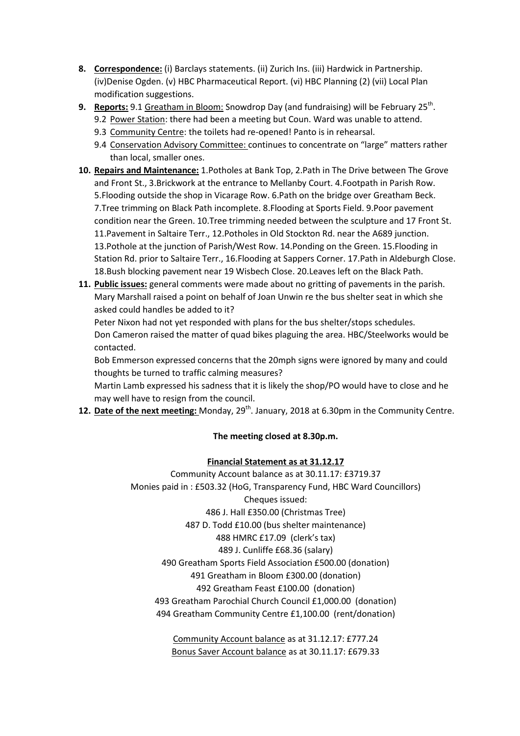8. **Correspondence:** (i) Barclays statements. (ii) Zurich Ins. (iii) Hardwick in Partnership. (iv)Denise Ogden. (v) HBC Pharmaceutical Report. (vi) HBC Planning (2) (vii) Local Plan modification suggestions.
9. **Reports:** 9.1 Greatham in Bloom: Snowdrop Day (and fundraising) will be February 25th.
   9.2 Power Station: there had been a meeting but Coun. Ward was unable to attend.
   9.3 Community Centre: the toilets had re-opened! Panto is in rehearsal.
   9.4 Conservation Advisory Committee: continues to concentrate on "large" matters rather than local, smaller ones.
10. **Repairs and Maintenance:** 1.Potholes at Bank Top, 2.Path in The Drive between The Grove and Front St., 3.Brickwork at the entrance to Mellanby Court. 4.Footpath in Parish Row. 5.Flooding outside the shop in Vicarage Row. 6.Path on the bridge over Greatham Beck. 7.Tree trimming on Black Path incomplete. 8.Flooding at Sports Field. 9.Poor pavement condition near the Green. 10.Tree trimming needed between the sculpture and 17 Front St. 11.Pavement in Saltaire Terr., 12.Potholes in Old Stockton Rd. near the A689 junction. 13.Pothole at the junction of Parish/West Row. 14.Ponding on the Green. 15.Flooding in Station Rd. prior to Saltaire Terr., 16.Flooding at Sappers Corner. 17.Path in Aldeburgh Close. 18.Bush blocking pavement near 19 Wisbech Close. 20.Leaves left on the Black Path.
11. **Public issues:** general comments were made about no gritting of pavements in the parish. Mary Marshall raised a point on behalf of Joan Unwin re the bus shelter seat in which she asked could handles be added to it?

    Peter Nixon had not yet responded with plans for the bus shelter/stops schedules.

    Don Cameron raised the matter of quad bikes plaguing the area. HBC/Steelworks would be contacted.

    Bob Emmerson expressed concerns that the 20mph signs were ignored by many and could thoughts be turned to traffic calming measures?

    Martin Lamb expressed his sadness that it is likely the shop/PO would have to close and he may well have to resign from the council.
12. **Date of the next meeting:** Monday, 29th. January, 2018 at 6.30pm in the Community Centre.

**The meeting closed at 8.30p.m.**

**Financial Statement as at 31.12.17**

Community Account balance as at 30.11.17: £3719.37

Monies paid in : £503.32 (HoG, Transparency Fund, HBC Ward Councillors)

Cheques issued:

486 J. Hall £350.00 (Christmas Tree)

487 D. Todd £10.00 (bus shelter maintenance)

488 HMRC £17.09 (clerk's tax)

489 J. Cunliffe £68.36 (salary)

490 Greatham Sports Field Association £500.00 (donation)

491 Greatham in Bloom £300.00 (donation)

492 Greatham Feast £100.00 (donation)

493 Greatham Parochial Church Council £1,000.00 (donation)

494 Greatham Community Centre £1,100.00 (rent/donation)

Community Account balance as at 31.12.17: £777.24

Bonus Saver Account balance as at 30.11.17: £679.33